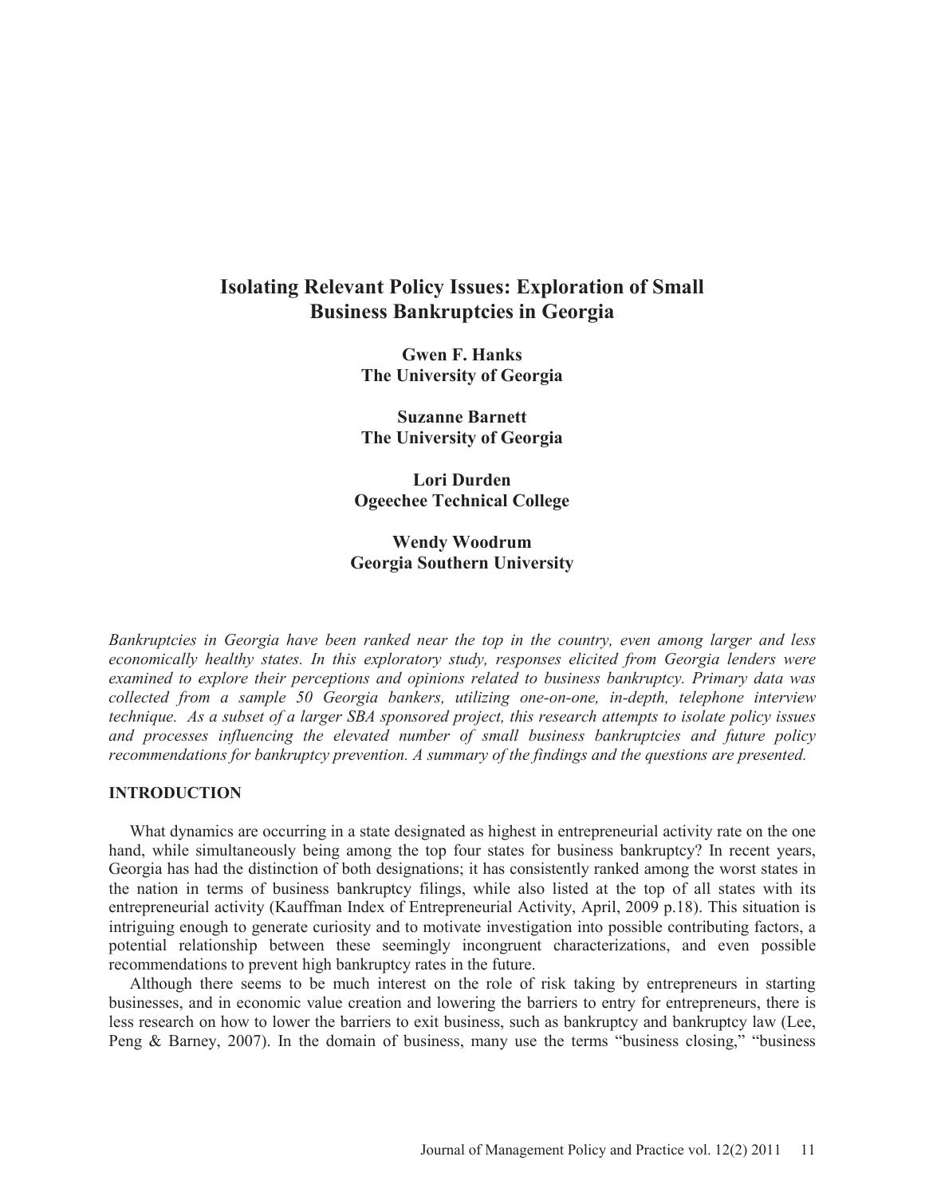# Isolating Relevant Policy Issues: Exploration of Small Business Bankruptcies in Georgia

**Gwen F. Hanks**
**The University of Georgia**

**Suzanne Barnett**
**The University of Georgia**

**Lori Durden**
**Ogeechee Technical College**

**Wendy Woodrum**
**Georgia Southern University**

*Bankruptcies in Georgia have been ranked near the top in the country, even among larger and less economically healthy states. In this exploratory study, responses elicited from Georgia lenders were examined to explore their perceptions and opinions related to business bankruptcy. Primary data was collected from a sample 50 Georgia bankers, utilizing one-on-one, in-depth, telephone interview technique. As a subset of a larger SBA sponsored project, this research attempts to isolate policy issues and processes influencing the elevated number of small business bankruptcies and future policy recommendations for bankruptcy prevention. A summary of the findings and the questions are presented.*

## INTRODUCTION

What dynamics are occurring in a state designated as highest in entrepreneurial activity rate on the one hand, while simultaneously being among the top four states for business bankruptcy? In recent years, Georgia has had the distinction of both designations; it has consistently ranked among the worst states in the nation in terms of business bankruptcy filings, while also listed at the top of all states with its entrepreneurial activity (Kauffman Index of Entrepreneurial Activity, April, 2009 p.18). This situation is intriguing enough to generate curiosity and to motivate investigation into possible contributing factors, a potential relationship between these seemingly incongruent characterizations, and even possible recommendations to prevent high bankruptcy rates in the future.

Although there seems to be much interest on the role of risk taking by entrepreneurs in starting businesses, and in economic value creation and lowering the barriers to entry for entrepreneurs, there is less research on how to lower the barriers to exit business, such as bankruptcy and bankruptcy law (Lee, Peng & Barney, 2007). In the domain of business, many use the terms "business closing," "business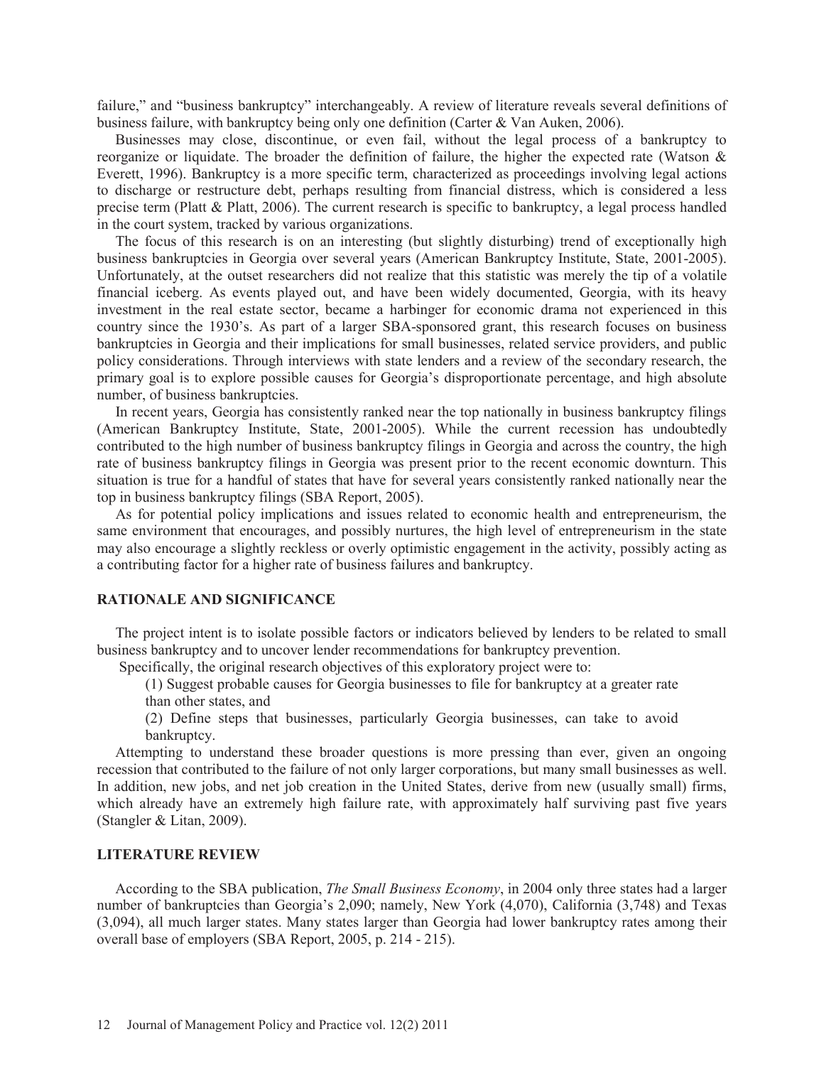failure," and "business bankruptcy" interchangeably. A review of literature reveals several definitions of business failure, with bankruptcy being only one definition (Carter & Van Auken, 2006).

Businesses may close, discontinue, or even fail, without the legal process of a bankruptcy to reorganize or liquidate. The broader the definition of failure, the higher the expected rate (Watson & Everett, 1996). Bankruptcy is a more specific term, characterized as proceedings involving legal actions to discharge or restructure debt, perhaps resulting from financial distress, which is considered a less precise term (Platt & Platt, 2006). The current research is specific to bankruptcy, a legal process handled in the court system, tracked by various organizations.

The focus of this research is on an interesting (but slightly disturbing) trend of exceptionally high business bankruptcies in Georgia over several years (American Bankruptcy Institute, State, 2001-2005). Unfortunately, at the outset researchers did not realize that this statistic was merely the tip of a volatile financial iceberg. As events played out, and have been widely documented, Georgia, with its heavy investment in the real estate sector, became a harbinger for economic drama not experienced in this country since the 1930's. As part of a larger SBA-sponsored grant, this research focuses on business bankruptcies in Georgia and their implications for small businesses, related service providers, and public policy considerations. Through interviews with state lenders and a review of the secondary research, the primary goal is to explore possible causes for Georgia's disproportionate percentage, and high absolute number, of business bankruptcies.

In recent years, Georgia has consistently ranked near the top nationally in business bankruptcy filings (American Bankruptcy Institute, State, 2001-2005). While the current recession has undoubtedly contributed to the high number of business bankruptcy filings in Georgia and across the country, the high rate of business bankruptcy filings in Georgia was present prior to the recent economic downturn. This situation is true for a handful of states that have for several years consistently ranked nationally near the top in business bankruptcy filings (SBA Report, 2005).

As for potential policy implications and issues related to economic health and entrepreneurism, the same environment that encourages, and possibly nurtures, the high level of entrepreneurism in the state may also encourage a slightly reckless or overly optimistic engagement in the activity, possibly acting as a contributing factor for a higher rate of business failures and bankruptcy.

## RATIONALE AND SIGNIFICANCE

The project intent is to isolate possible factors or indicators believed by lenders to be related to small business bankruptcy and to uncover lender recommendations for bankruptcy prevention.

Specifically, the original research objectives of this exploratory project were to:

(1) Suggest probable causes for Georgia businesses to file for bankruptcy at a greater rate than other states, and

(2) Define steps that businesses, particularly Georgia businesses, can take to avoid bankruptcy.

Attempting to understand these broader questions is more pressing than ever, given an ongoing recession that contributed to the failure of not only larger corporations, but many small businesses as well. In addition, new jobs, and net job creation in the United States, derive from new (usually small) firms, which already have an extremely high failure rate, with approximately half surviving past five years (Stangler & Litan, 2009).

## LITERATURE REVIEW

According to the SBA publication, *The Small Business Economy*, in 2004 only three states had a larger number of bankruptcies than Georgia's 2,090; namely, New York (4,070), California (3,748) and Texas (3,094), all much larger states. Many states larger than Georgia had lower bankruptcy rates among their overall base of employers (SBA Report, 2005, p. 214 - 215).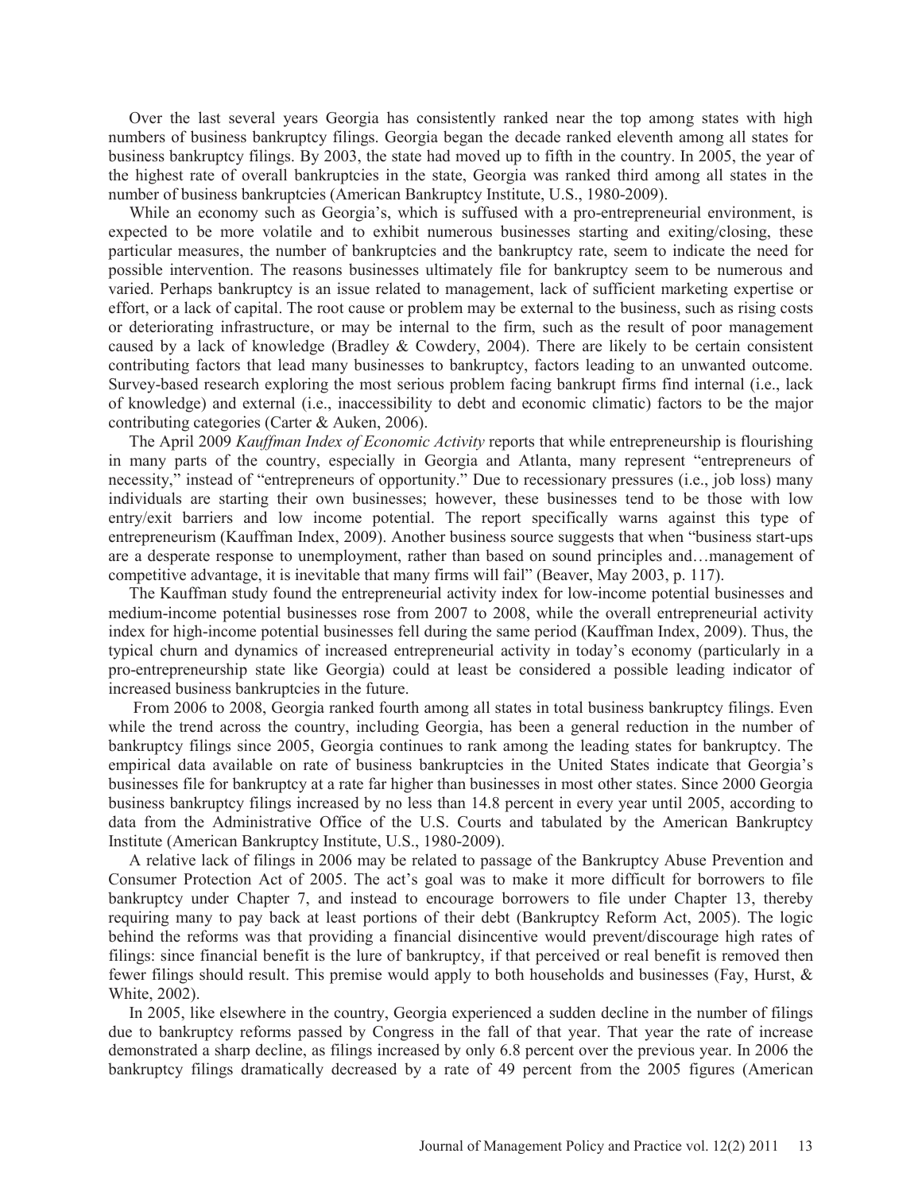Over the last several years Georgia has consistently ranked near the top among states with high numbers of business bankruptcy filings. Georgia began the decade ranked eleventh among all states for business bankruptcy filings. By 2003, the state had moved up to fifth in the country. In 2005, the year of the highest rate of overall bankruptcies in the state, Georgia was ranked third among all states in the number of business bankruptcies (American Bankruptcy Institute, U.S., 1980-2009).

While an economy such as Georgia's, which is suffused with a pro-entrepreneurial environment, is expected to be more volatile and to exhibit numerous businesses starting and exiting/closing, these particular measures, the number of bankruptcies and the bankruptcy rate, seem to indicate the need for possible intervention. The reasons businesses ultimately file for bankruptcy seem to be numerous and varied. Perhaps bankruptcy is an issue related to management, lack of sufficient marketing expertise or effort, or a lack of capital. The root cause or problem may be external to the business, such as rising costs or deteriorating infrastructure, or may be internal to the firm, such as the result of poor management caused by a lack of knowledge (Bradley & Cowdery, 2004). There are likely to be certain consistent contributing factors that lead many businesses to bankruptcy, factors leading to an unwanted outcome. Survey-based research exploring the most serious problem facing bankrupt firms find internal (i.e., lack of knowledge) and external (i.e., inaccessibility to debt and economic climatic) factors to be the major contributing categories (Carter & Auken, 2006).

The April 2009 *Kauffman Index of Economic Activity* reports that while entrepreneurship is flourishing in many parts of the country, especially in Georgia and Atlanta, many represent "entrepreneurs of necessity," instead of "entrepreneurs of opportunity." Due to recessionary pressures (i.e., job loss) many individuals are starting their own businesses; however, these businesses tend to be those with low entry/exit barriers and low income potential. The report specifically warns against this type of entrepreneurism (Kauffman Index, 2009). Another business source suggests that when "business start-ups are a desperate response to unemployment, rather than based on sound principles and…management of competitive advantage, it is inevitable that many firms will fail" (Beaver, May 2003, p. 117).

The Kauffman study found the entrepreneurial activity index for low-income potential businesses and medium-income potential businesses rose from 2007 to 2008, while the overall entrepreneurial activity index for high-income potential businesses fell during the same period (Kauffman Index, 2009). Thus, the typical churn and dynamics of increased entrepreneurial activity in today's economy (particularly in a pro-entrepreneurship state like Georgia) could at least be considered a possible leading indicator of increased business bankruptcies in the future.

From 2006 to 2008, Georgia ranked fourth among all states in total business bankruptcy filings. Even while the trend across the country, including Georgia, has been a general reduction in the number of bankruptcy filings since 2005, Georgia continues to rank among the leading states for bankruptcy. The empirical data available on rate of business bankruptcies in the United States indicate that Georgia's businesses file for bankruptcy at a rate far higher than businesses in most other states. Since 2000 Georgia business bankruptcy filings increased by no less than 14.8 percent in every year until 2005, according to data from the Administrative Office of the U.S. Courts and tabulated by the American Bankruptcy Institute (American Bankruptcy Institute, U.S., 1980-2009).

A relative lack of filings in 2006 may be related to passage of the Bankruptcy Abuse Prevention and Consumer Protection Act of 2005. The act's goal was to make it more difficult for borrowers to file bankruptcy under Chapter 7, and instead to encourage borrowers to file under Chapter 13, thereby requiring many to pay back at least portions of their debt (Bankruptcy Reform Act, 2005). The logic behind the reforms was that providing a financial disincentive would prevent/discourage high rates of filings: since financial benefit is the lure of bankruptcy, if that perceived or real benefit is removed then fewer filings should result. This premise would apply to both households and businesses (Fay, Hurst, & White, 2002).

In 2005, like elsewhere in the country, Georgia experienced a sudden decline in the number of filings due to bankruptcy reforms passed by Congress in the fall of that year. That year the rate of increase demonstrated a sharp decline, as filings increased by only 6.8 percent over the previous year. In 2006 the bankruptcy filings dramatically decreased by a rate of 49 percent from the 2005 figures (American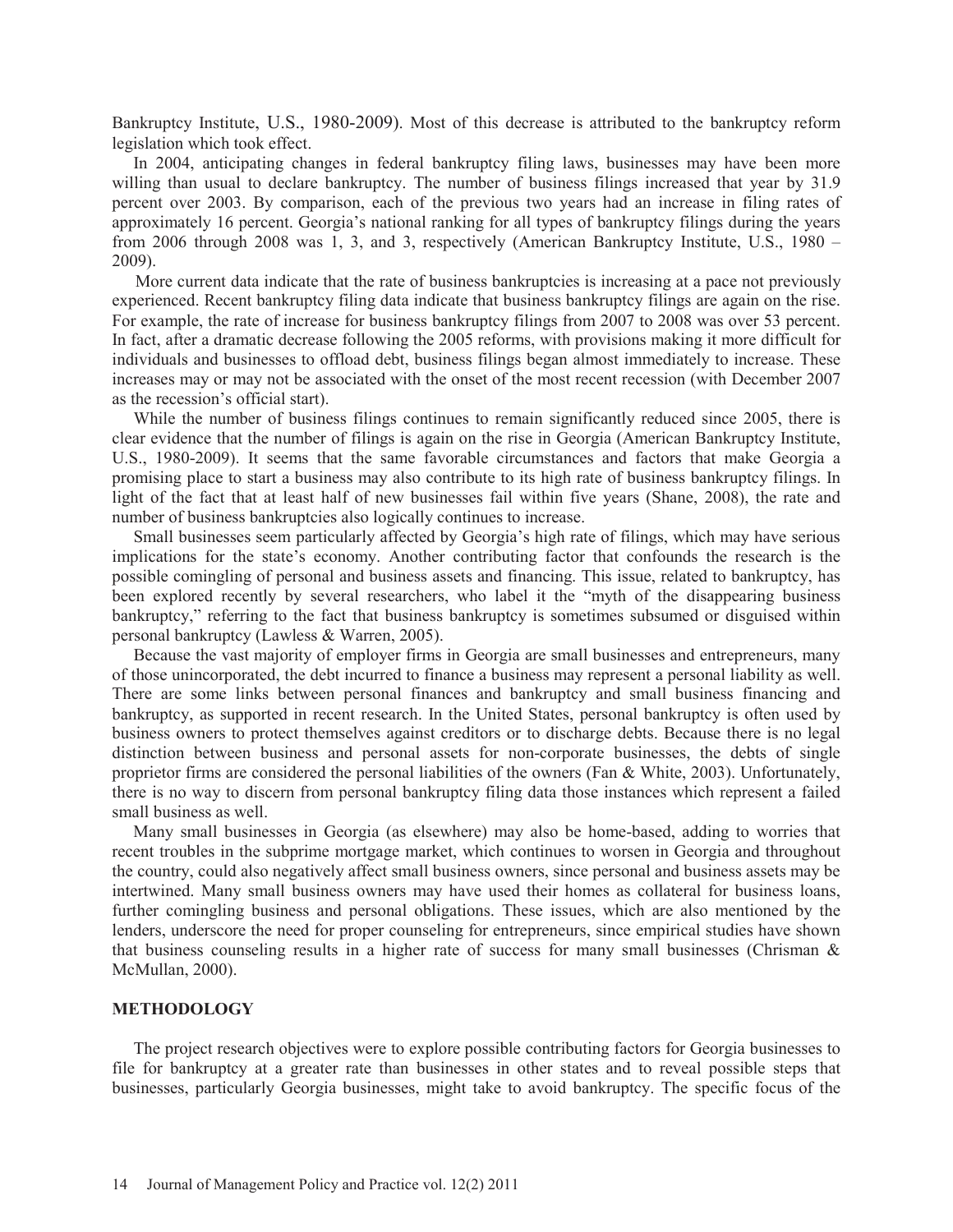Bankruptcy Institute, U.S., 1980-2009). Most of this decrease is attributed to the bankruptcy reform legislation which took effect.

In 2004, anticipating changes in federal bankruptcy filing laws, businesses may have been more willing than usual to declare bankruptcy. The number of business filings increased that year by 31.9 percent over 2003. By comparison, each of the previous two years had an increase in filing rates of approximately 16 percent. Georgia's national ranking for all types of bankruptcy filings during the years from 2006 through 2008 was 1, 3, and 3, respectively (American Bankruptcy Institute, U.S., 1980 – 2009).

More current data indicate that the rate of business bankruptcies is increasing at a pace not previously experienced. Recent bankruptcy filing data indicate that business bankruptcy filings are again on the rise. For example, the rate of increase for business bankruptcy filings from 2007 to 2008 was over 53 percent. In fact, after a dramatic decrease following the 2005 reforms, with provisions making it more difficult for individuals and businesses to offload debt, business filings began almost immediately to increase. These increases may or may not be associated with the onset of the most recent recession (with December 2007 as the recession's official start).

While the number of business filings continues to remain significantly reduced since 2005, there is clear evidence that the number of filings is again on the rise in Georgia (American Bankruptcy Institute, U.S., 1980-2009). It seems that the same favorable circumstances and factors that make Georgia a promising place to start a business may also contribute to its high rate of business bankruptcy filings. In light of the fact that at least half of new businesses fail within five years (Shane, 2008), the rate and number of business bankruptcies also logically continues to increase.

Small businesses seem particularly affected by Georgia's high rate of filings, which may have serious implications for the state's economy. Another contributing factor that confounds the research is the possible comingling of personal and business assets and financing. This issue, related to bankruptcy, has been explored recently by several researchers, who label it the "myth of the disappearing business bankruptcy," referring to the fact that business bankruptcy is sometimes subsumed or disguised within personal bankruptcy (Lawless & Warren, 2005).

Because the vast majority of employer firms in Georgia are small businesses and entrepreneurs, many of those unincorporated, the debt incurred to finance a business may represent a personal liability as well. There are some links between personal finances and bankruptcy and small business financing and bankruptcy, as supported in recent research. In the United States, personal bankruptcy is often used by business owners to protect themselves against creditors or to discharge debts. Because there is no legal distinction between business and personal assets for non-corporate businesses, the debts of single proprietor firms are considered the personal liabilities of the owners (Fan & White, 2003). Unfortunately, there is no way to discern from personal bankruptcy filing data those instances which represent a failed small business as well.

Many small businesses in Georgia (as elsewhere) may also be home-based, adding to worries that recent troubles in the subprime mortgage market, which continues to worsen in Georgia and throughout the country, could also negatively affect small business owners, since personal and business assets may be intertwined. Many small business owners may have used their homes as collateral for business loans, further comingling business and personal obligations. These issues, which are also mentioned by the lenders, underscore the need for proper counseling for entrepreneurs, since empirical studies have shown that business counseling results in a higher rate of success for many small businesses (Chrisman & McMullan, 2000).

## METHODOLOGY

The project research objectives were to explore possible contributing factors for Georgia businesses to file for bankruptcy at a greater rate than businesses in other states and to reveal possible steps that businesses, particularly Georgia businesses, might take to avoid bankruptcy. The specific focus of the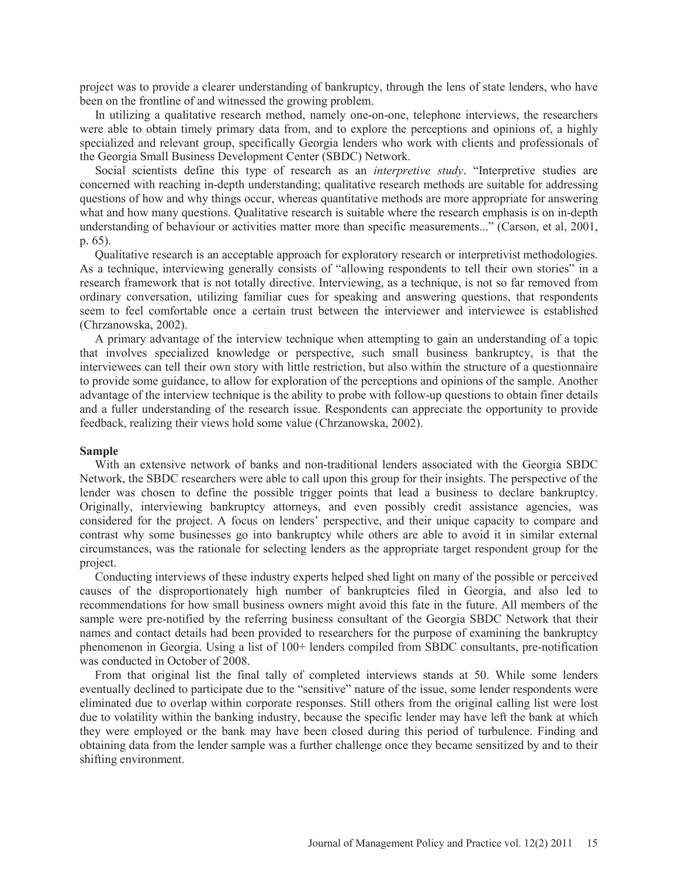project was to provide a clearer understanding of bankruptcy, through the lens of state lenders, who have been on the frontline of and witnessed the growing problem.

In utilizing a qualitative research method, namely one-on-one, telephone interviews, the researchers were able to obtain timely primary data from, and to explore the perceptions and opinions of, a highly specialized and relevant group, specifically Georgia lenders who work with clients and professionals of the Georgia Small Business Development Center (SBDC) Network.

Social scientists define this type of research as an *interpretive study*. "Interpretive studies are concerned with reaching in-depth understanding; qualitative research methods are suitable for addressing questions of how and why things occur, whereas quantitative methods are more appropriate for answering what and how many questions. Qualitative research is suitable where the research emphasis is on in-depth understanding of behaviour or activities matter more than specific measurements..." (Carson, et al, 2001, p. 65).

Qualitative research is an acceptable approach for exploratory research or interpretivist methodologies. As a technique, interviewing generally consists of "allowing respondents to tell their own stories" in a research framework that is not totally directive. Interviewing, as a technique, is not so far removed from ordinary conversation, utilizing familiar cues for speaking and answering questions, that respondents seem to feel comfortable once a certain trust between the interviewer and interviewee is established (Chrzanowska, 2002).

A primary advantage of the interview technique when attempting to gain an understanding of a topic that involves specialized knowledge or perspective, such small business bankruptcy, is that the interviewees can tell their own story with little restriction, but also within the structure of a questionnaire to provide some guidance, to allow for exploration of the perceptions and opinions of the sample. Another advantage of the interview technique is the ability to probe with follow-up questions to obtain finer details and a fuller understanding of the research issue. Respondents can appreciate the opportunity to provide feedback, realizing their views hold some value (Chrzanowska, 2002).

**Sample**

With an extensive network of banks and non-traditional lenders associated with the Georgia SBDC Network, the SBDC researchers were able to call upon this group for their insights. The perspective of the lender was chosen to define the possible trigger points that lead a business to declare bankruptcy. Originally, interviewing bankruptcy attorneys, and even possibly credit assistance agencies, was considered for the project. A focus on lenders' perspective, and their unique capacity to compare and contrast why some businesses go into bankruptcy while others are able to avoid it in similar external circumstances, was the rationale for selecting lenders as the appropriate target respondent group for the project.

Conducting interviews of these industry experts helped shed light on many of the possible or perceived causes of the disproportionately high number of bankruptcies filed in Georgia, and also led to recommendations for how small business owners might avoid this fate in the future. All members of the sample were pre-notified by the referring business consultant of the Georgia SBDC Network that their names and contact details had been provided to researchers for the purpose of examining the bankruptcy phenomenon in Georgia. Using a list of 100+ lenders compiled from SBDC consultants, pre-notification was conducted in October of 2008.

From that original list the final tally of completed interviews stands at 50. While some lenders eventually declined to participate due to the "sensitive" nature of the issue, some lender respondents were eliminated due to overlap within corporate responses. Still others from the original calling list were lost due to volatility within the banking industry, because the specific lender may have left the bank at which they were employed or the bank may have been closed during this period of turbulence. Finding and obtaining data from the lender sample was a further challenge once they became sensitized by and to their shifting environment.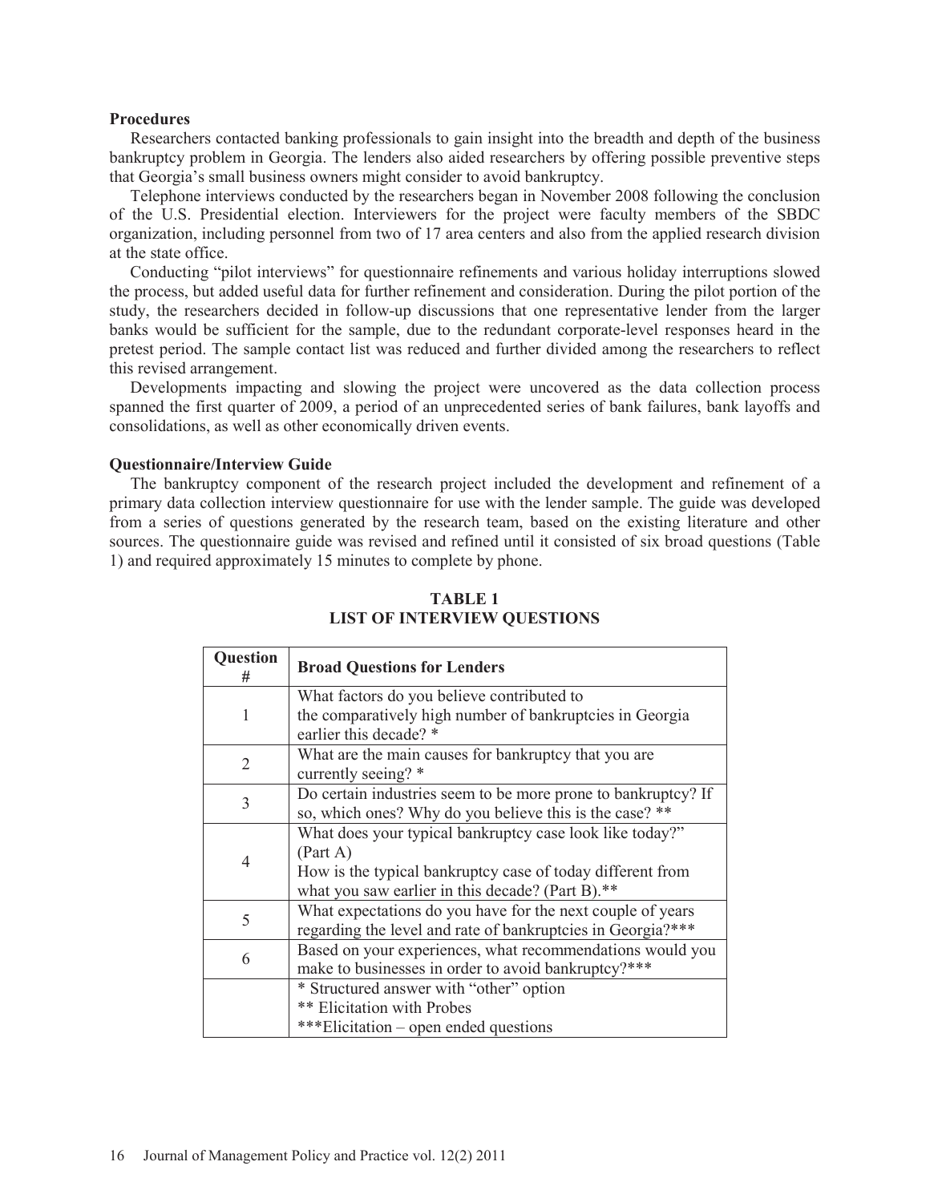**Procedures**

Researchers contacted banking professionals to gain insight into the breadth and depth of the business bankruptcy problem in Georgia. The lenders also aided researchers by offering possible preventive steps that Georgia's small business owners might consider to avoid bankruptcy.

Telephone interviews conducted by the researchers began in November 2008 following the conclusion of the U.S. Presidential election. Interviewers for the project were faculty members of the SBDC organization, including personnel from two of 17 area centers and also from the applied research division at the state office.

Conducting "pilot interviews" for questionnaire refinements and various holiday interruptions slowed the process, but added useful data for further refinement and consideration. During the pilot portion of the study, the researchers decided in follow-up discussions that one representative lender from the larger banks would be sufficient for the sample, due to the redundant corporate-level responses heard in the pretest period. The sample contact list was reduced and further divided among the researchers to reflect this revised arrangement.

Developments impacting and slowing the project were uncovered as the data collection process spanned the first quarter of 2009, a period of an unprecedented series of bank failures, bank layoffs and consolidations, as well as other economically driven events.

**Questionnaire/Interview Guide**

The bankruptcy component of the research project included the development and refinement of a primary data collection interview questionnaire for use with the lender sample. The guide was developed from a series of questions generated by the research team, based on the existing literature and other sources. The questionnaire guide was revised and refined until it consisted of six broad questions (Table 1) and required approximately 15 minutes to complete by phone.

**TABLE 1**
**LIST OF INTERVIEW QUESTIONS**

| Question # | Broad Questions for Lenders |
|---|---|
| 1 | What factors do you believe contributed to the comparatively high number of bankruptcies in Georgia earlier this decade? * |
| 2 | What are the main causes for bankruptcy that you are currently seeing? * |
| 3 | Do certain industries seem to be more prone to bankruptcy? If so, which ones? Why do you believe this is the case? ** |
| 4 | What does your typical bankruptcy case look like today?" (Part A) How is the typical bankruptcy case of today different from what you saw earlier in this decade? (Part B).** |
| 5 | What expectations do you have for the next couple of years regarding the level and rate of bankruptcies in Georgia?*** |
| 6 | Based on your experiences, what recommendations would you make to businesses in order to avoid bankruptcy?*** |
| | * Structured answer with "other" option<br>** Elicitation with Probes<br>***Elicitation – open ended questions |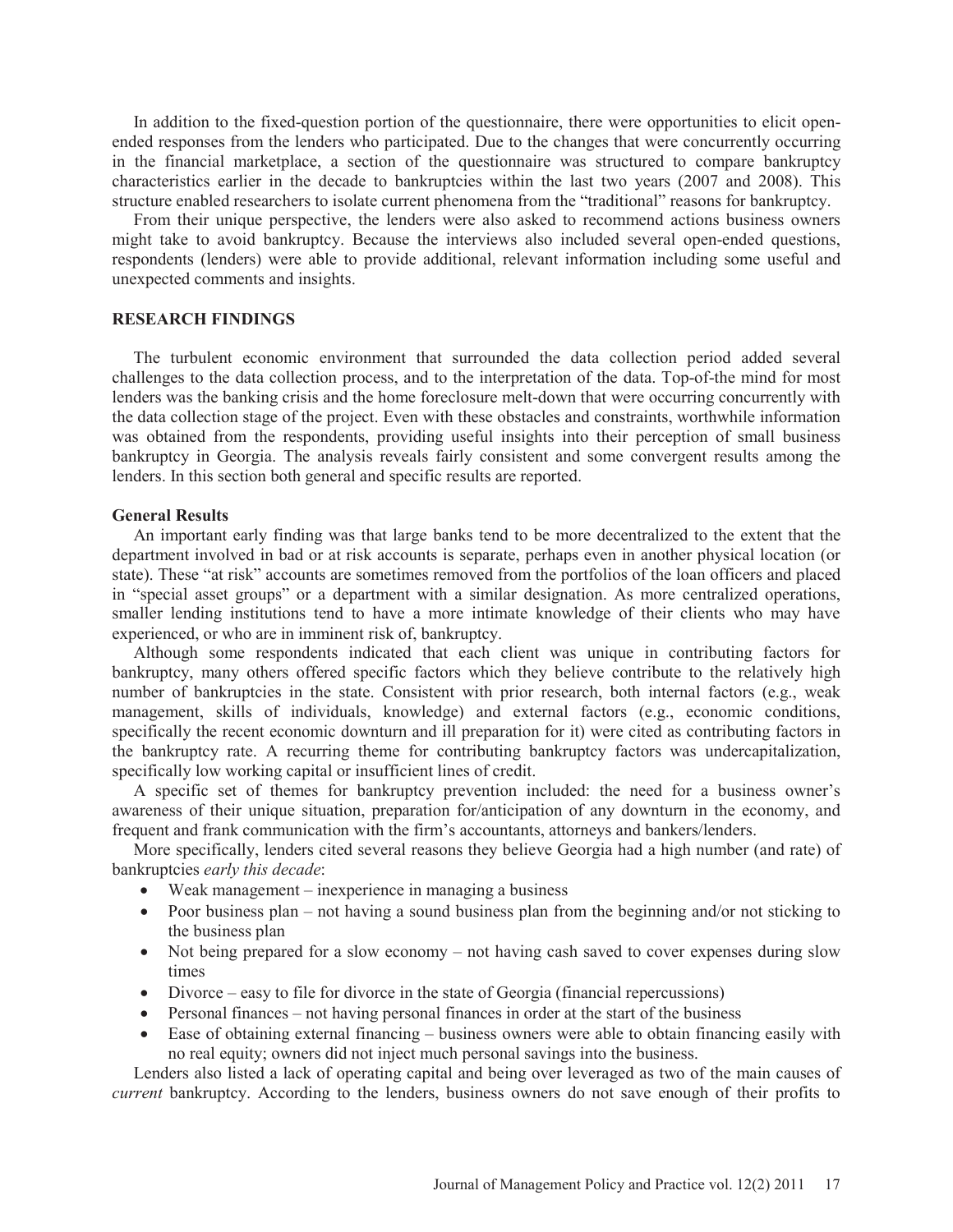In addition to the fixed-question portion of the questionnaire, there were opportunities to elicit open-ended responses from the lenders who participated. Due to the changes that were concurrently occurring in the financial marketplace, a section of the questionnaire was structured to compare bankruptcy characteristics earlier in the decade to bankruptcies within the last two years (2007 and 2008). This structure enabled researchers to isolate current phenomena from the "traditional" reasons for bankruptcy.

From their unique perspective, the lenders were also asked to recommend actions business owners might take to avoid bankruptcy. Because the interviews also included several open-ended questions, respondents (lenders) were able to provide additional, relevant information including some useful and unexpected comments and insights.

## RESEARCH FINDINGS

The turbulent economic environment that surrounded the data collection period added several challenges to the data collection process, and to the interpretation of the data. Top-of-the mind for most lenders was the banking crisis and the home foreclosure melt-down that were occurring concurrently with the data collection stage of the project. Even with these obstacles and constraints, worthwhile information was obtained from the respondents, providing useful insights into their perception of small business bankruptcy in Georgia. The analysis reveals fairly consistent and some convergent results among the lenders. In this section both general and specific results are reported.

### General Results

An important early finding was that large banks tend to be more decentralized to the extent that the department involved in bad or at risk accounts is separate, perhaps even in another physical location (or state). These "at risk" accounts are sometimes removed from the portfolios of the loan officers and placed in "special asset groups" or a department with a similar designation. As more centralized operations, smaller lending institutions tend to have a more intimate knowledge of their clients who may have experienced, or who are in imminent risk of, bankruptcy.

Although some respondents indicated that each client was unique in contributing factors for bankruptcy, many others offered specific factors which they believe contribute to the relatively high number of bankruptcies in the state. Consistent with prior research, both internal factors (e.g., weak management, skills of individuals, knowledge) and external factors (e.g., economic conditions, specifically the recent economic downturn and ill preparation for it) were cited as contributing factors in the bankruptcy rate. A recurring theme for contributing bankruptcy factors was undercapitalization, specifically low working capital or insufficient lines of credit.

A specific set of themes for bankruptcy prevention included: the need for a business owner's awareness of their unique situation, preparation for/anticipation of any downturn in the economy, and frequent and frank communication with the firm's accountants, attorneys and bankers/lenders.

More specifically, lenders cited several reasons they believe Georgia had a high number (and rate) of bankruptcies *early this decade*:

- Weak management – inexperience in managing a business
- Poor business plan – not having a sound business plan from the beginning and/or not sticking to the business plan
- Not being prepared for a slow economy – not having cash saved to cover expenses during slow times
- Divorce – easy to file for divorce in the state of Georgia (financial repercussions)
- Personal finances – not having personal finances in order at the start of the business
- Ease of obtaining external financing – business owners were able to obtain financing easily with no real equity; owners did not inject much personal savings into the business.

Lenders also listed a lack of operating capital and being over leveraged as two of the main causes of *current* bankruptcy. According to the lenders, business owners do not save enough of their profits to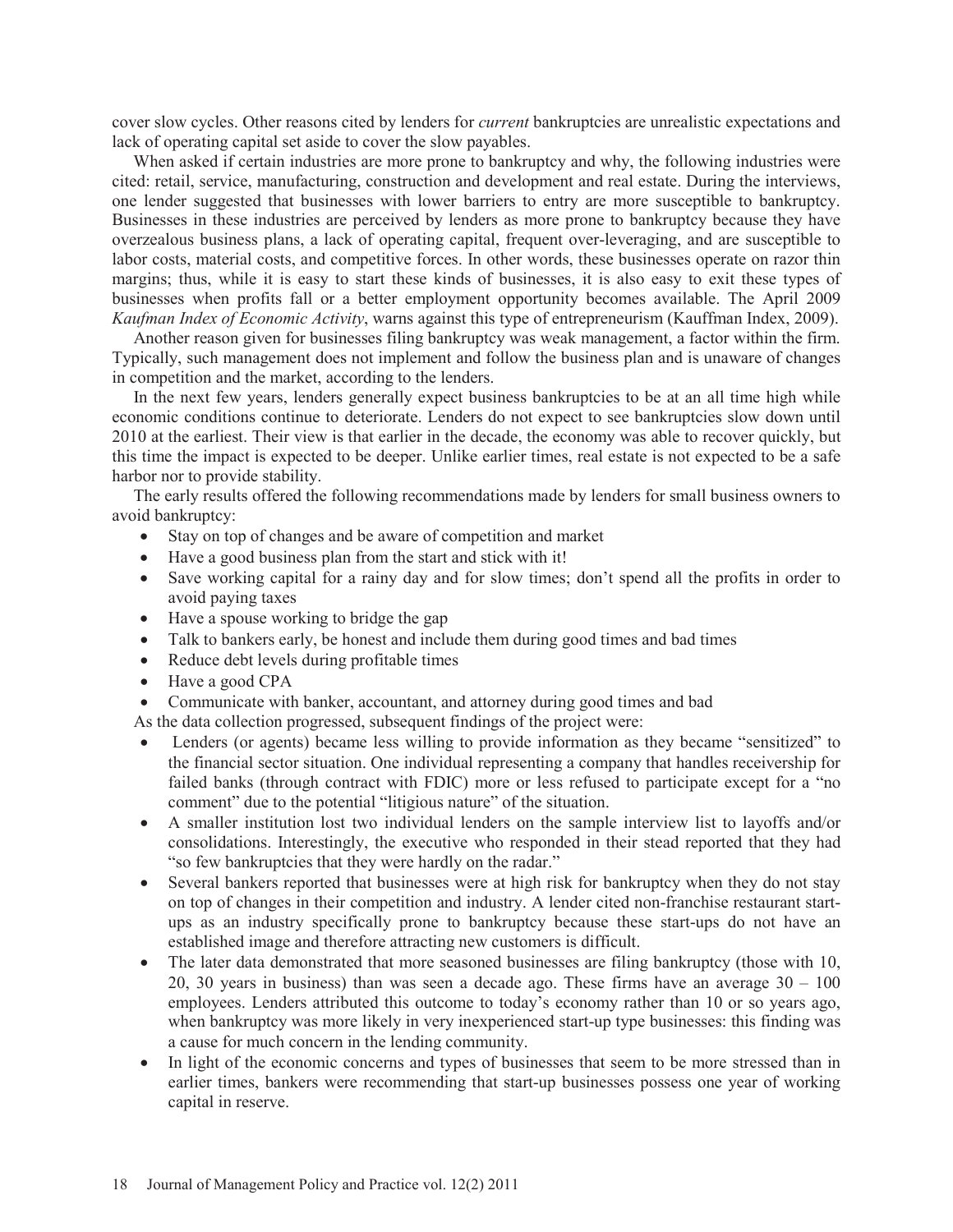cover slow cycles. Other reasons cited by lenders for *current* bankruptcies are unrealistic expectations and lack of operating capital set aside to cover the slow payables.

When asked if certain industries are more prone to bankruptcy and why, the following industries were cited: retail, service, manufacturing, construction and development and real estate. During the interviews, one lender suggested that businesses with lower barriers to entry are more susceptible to bankruptcy. Businesses in these industries are perceived by lenders as more prone to bankruptcy because they have overzealous business plans, a lack of operating capital, frequent over-leveraging, and are susceptible to labor costs, material costs, and competitive forces. In other words, these businesses operate on razor thin margins; thus, while it is easy to start these kinds of businesses, it is also easy to exit these types of businesses when profits fall or a better employment opportunity becomes available. The April 2009 *Kaufman Index of Economic Activity*, warns against this type of entrepreneurism (Kauffman Index, 2009).

Another reason given for businesses filing bankruptcy was weak management, a factor within the firm. Typically, such management does not implement and follow the business plan and is unaware of changes in competition and the market, according to the lenders.

In the next few years, lenders generally expect business bankruptcies to be at an all time high while economic conditions continue to deteriorate. Lenders do not expect to see bankruptcies slow down until 2010 at the earliest. Their view is that earlier in the decade, the economy was able to recover quickly, but this time the impact is expected to be deeper. Unlike earlier times, real estate is not expected to be a safe harbor nor to provide stability.

The early results offered the following recommendations made by lenders for small business owners to avoid bankruptcy:

- Stay on top of changes and be aware of competition and market
- Have a good business plan from the start and stick with it!
- Save working capital for a rainy day and for slow times; don't spend all the profits in order to avoid paying taxes
- Have a spouse working to bridge the gap
- Talk to bankers early, be honest and include them during good times and bad times
- Reduce debt levels during profitable times
- Have a good CPA
- Communicate with banker, accountant, and attorney during good times and bad

As the data collection progressed, subsequent findings of the project were:

- Lenders (or agents) became less willing to provide information as they became "sensitized" to the financial sector situation. One individual representing a company that handles receivership for failed banks (through contract with FDIC) more or less refused to participate except for a "no comment" due to the potential "litigious nature" of the situation.
- A smaller institution lost two individual lenders on the sample interview list to layoffs and/or consolidations. Interestingly, the executive who responded in their stead reported that they had "so few bankruptcies that they were hardly on the radar."
- Several bankers reported that businesses were at high risk for bankruptcy when they do not stay on top of changes in their competition and industry. A lender cited non-franchise restaurant start-ups as an industry specifically prone to bankruptcy because these start-ups do not have an established image and therefore attracting new customers is difficult.
- The later data demonstrated that more seasoned businesses are filing bankruptcy (those with 10, 20, 30 years in business) than was seen a decade ago. These firms have an average 30 – 100 employees. Lenders attributed this outcome to today's economy rather than 10 or so years ago, when bankruptcy was more likely in very inexperienced start-up type businesses: this finding was a cause for much concern in the lending community.
- In light of the economic concerns and types of businesses that seem to be more stressed than in earlier times, bankers were recommending that start-up businesses possess one year of working capital in reserve.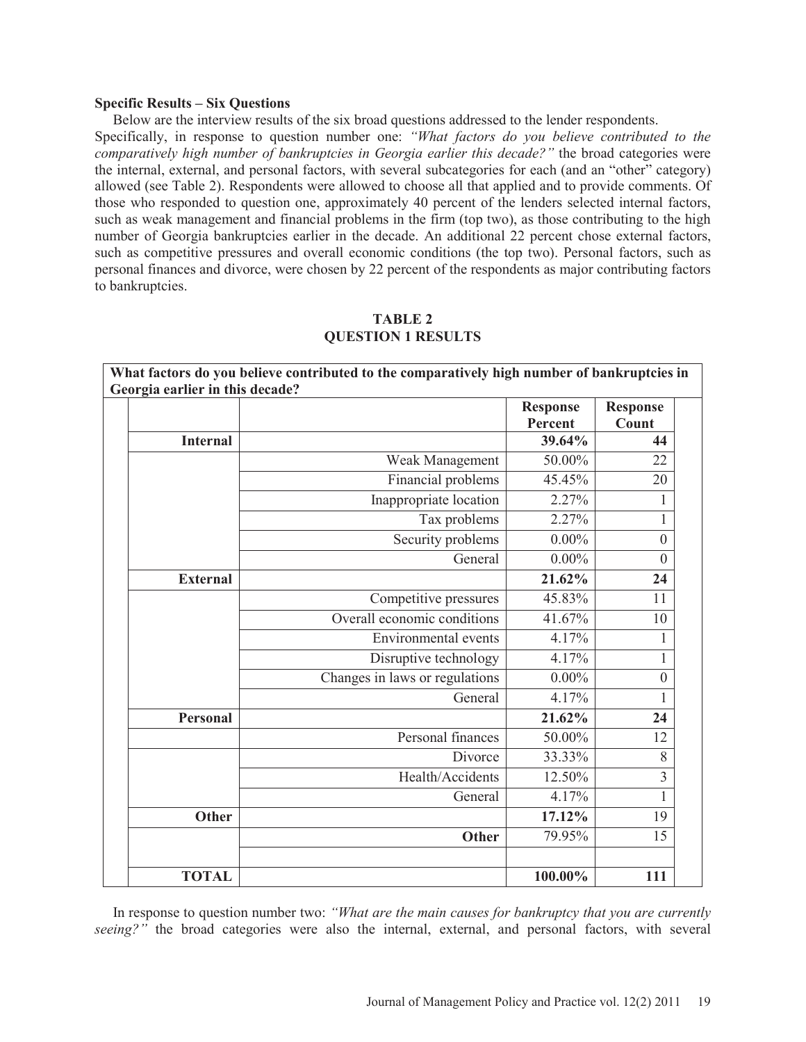**Specific Results – Six Questions**

Below are the interview results of the six broad questions addressed to the lender respondents. Specifically, in response to question number one: *"What factors do you believe contributed to the comparatively high number of bankruptcies in Georgia earlier this decade?"* the broad categories were the internal, external, and personal factors, with several subcategories for each (and an "other" category) allowed (see Table 2). Respondents were allowed to choose all that applied and to provide comments. Of those who responded to question one, approximately 40 percent of the lenders selected internal factors, such as weak management and financial problems in the firm (top two), as those contributing to the high number of Georgia bankruptcies earlier in the decade. An additional 22 percent chose external factors, such as competitive pressures and overall economic conditions (the top two). Personal factors, such as personal finances and divorce, were chosen by 22 percent of the respondents as major contributing factors to bankruptcies.

**TABLE 2**
**QUESTION 1 RESULTS**

**What factors do you believe contributed to the comparatively high number of bankruptcies in Georgia earlier in this decade?**

| | | Response Percent | Response Count |
|---|---|---|---|
| **Internal** | | **39.64%** | **44** |
| | Weak Management | 50.00% | 22 |
| | Financial problems | 45.45% | 20 |
| | Inappropriate location | 2.27% | 1 |
| | Tax problems | 2.27% | 1 |
| | Security problems | 0.00% | 0 |
| | General | 0.00% | 0 |
| **External** | | **21.62%** | **24** |
| | Competitive pressures | 45.83% | 11 |
| | Overall economic conditions | 41.67% | 10 |
| | Environmental events | 4.17% | 1 |
| | Disruptive technology | 4.17% | 1 |
| | Changes in laws or regulations | 0.00% | 0 |
| | General | 4.17% | 1 |
| **Personal** | | **21.62%** | **24** |
| | Personal finances | 50.00% | 12 |
| | Divorce | 33.33% | 8 |
| | Health/Accidents | 12.50% | 3 |
| | General | 4.17% | 1 |
| **Other** | | **17.12%** | **19** |
| | **Other** | 79.95% | 15 |
| | | | |
| **TOTAL** | | **100.00%** | **111** |

In response to question number two: *"What are the main causes for bankruptcy that you are currently seeing?"* the broad categories were also the internal, external, and personal factors, with several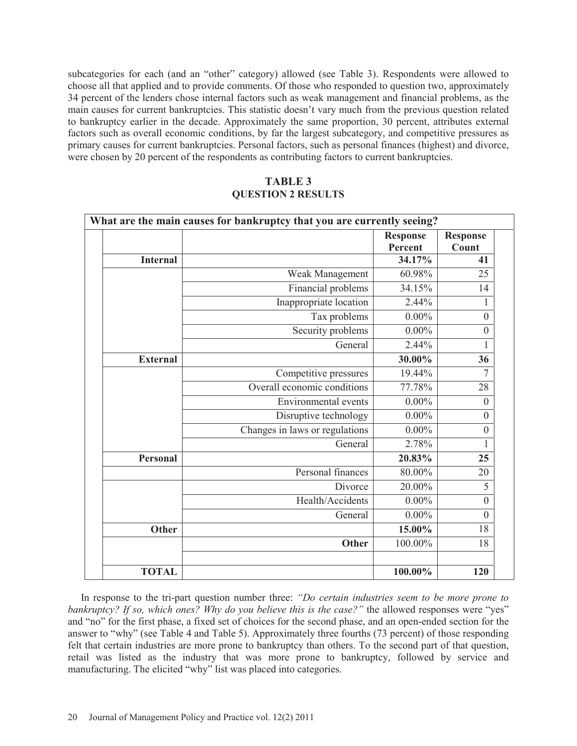subcategories for each (and an "other" category) allowed (see Table 3). Respondents were allowed to choose all that applied and to provide comments. Of those who responded to question two, approximately 34 percent of the lenders chose internal factors such as weak management and financial problems, as the main causes for current bankruptcies. This statistic doesn't vary much from the previous question related to bankruptcy earlier in the decade. Approximately the same proportion, 30 percent, attributes external factors such as overall economic conditions, by far the largest subcategory, and competitive pressures as primary causes for current bankruptcies. Personal factors, such as personal finances (highest) and divorce, were chosen by 20 percent of the respondents as contributing factors to current bankruptcies.

**TABLE 3**
**QUESTION 2 RESULTS**

| What are the main causes for bankruptcy that you are currently seeing? | | | |
|---|---|---|---|
| | | **Response Percent** | **Response Count** |
| **Internal** | | **34.17%** | **41** |
| | Weak Management | 60.98% | 25 |
| | Financial problems | 34.15% | 14 |
| | Inappropriate location | 2.44% | 1 |
| | Tax problems | 0.00% | 0 |
| | Security problems | 0.00% | 0 |
| | General | 2.44% | 1 |
| **External** | | **30.00%** | **36** |
| | Competitive pressures | 19.44% | 7 |
| | Overall economic conditions | 77.78% | 28 |
| | Environmental events | 0.00% | 0 |
| | Disruptive technology | 0.00% | 0 |
| | Changes in laws or regulations | 0.00% | 0 |
| | General | 2.78% | 1 |
| **Personal** | | **20.83%** | **25** |
| | Personal finances | 80.00% | 20 |
| | Divorce | 20.00% | 5 |
| | Health/Accidents | 0.00% | 0 |
| | General | 0.00% | 0 |
| **Other** | | **15.00%** | 18 |
| | **Other** | 100.00% | 18 |
| | | | |
| **TOTAL** | | **100.00%** | **120** |

In response to the tri-part question number three: *"Do certain industries seem to be more prone to bankruptcy? If so, which ones? Why do you believe this is the case?"* the allowed responses were "yes" and "no" for the first phase, a fixed set of choices for the second phase, and an open-ended section for the answer to "why" (see Table 4 and Table 5). Approximately three fourths (73 percent) of those responding felt that certain industries are more prone to bankruptcy than others. To the second part of that question, retail was listed as the industry that was more prone to bankruptcy, followed by service and manufacturing. The elicited "why" list was placed into categories.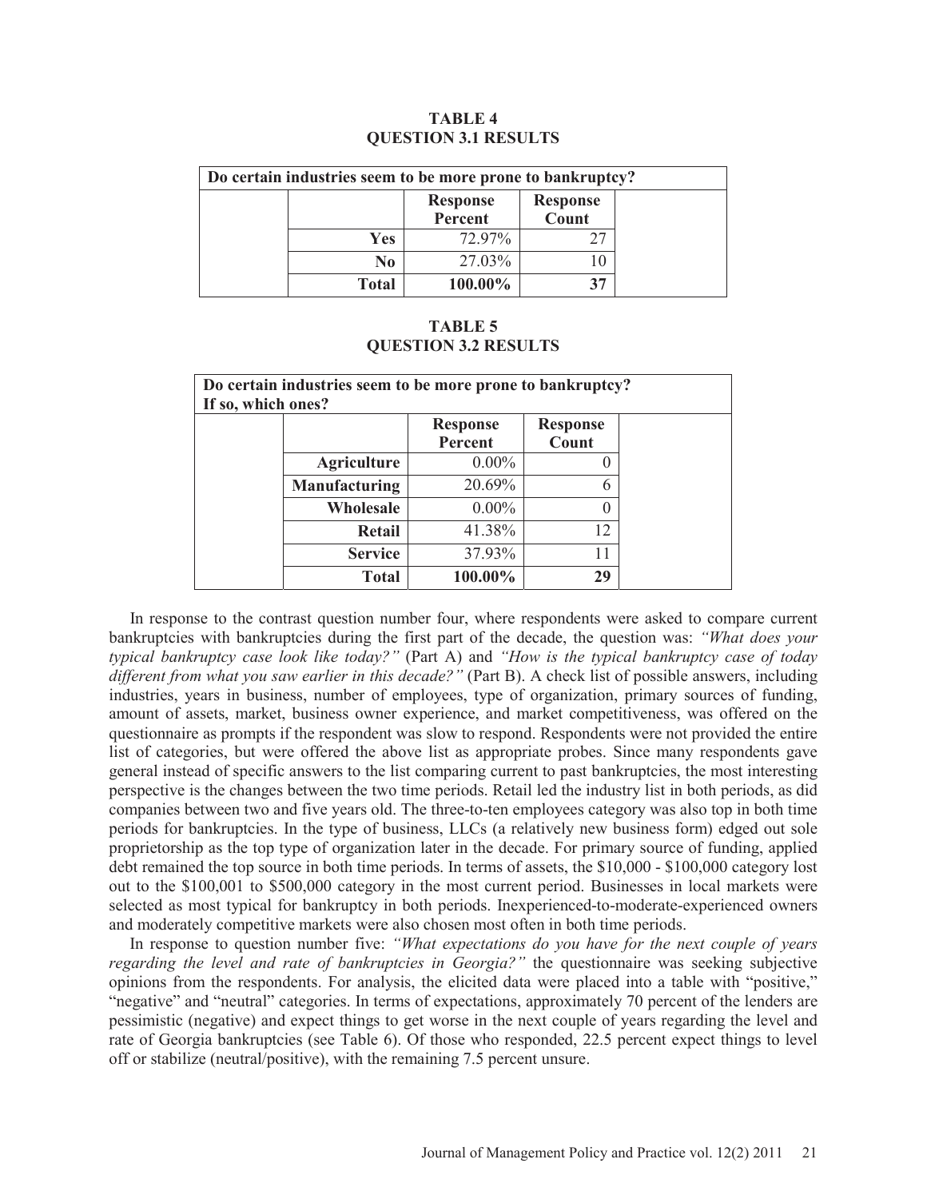**TABLE 4**
**QUESTION 3.1 RESULTS**

| Do certain industries seem to be more prone to bankruptcy? | | | | |
|---|---|---|---|---|
| | | **Response Percent** | **Response Count** | |
| | **Yes** | 72.97% | 27 | |
| | **No** | 27.03% | 10 | |
| | **Total** | **100.00%** | **37** | |

**TABLE 5**
**QUESTION 3.2 RESULTS**

| Do certain industries seem to be more prone to bankruptcy? If so, which ones? | | | | |
|---|---|---|---|---|
| | | **Response Percent** | **Response Count** | |
| | **Agriculture** | 0.00% | 0 | |
| | **Manufacturing** | 20.69% | 6 | |
| | **Wholesale** | 0.00% | 0 | |
| | **Retail** | 41.38% | 12 | |
| | **Service** | 37.93% | 11 | |
| | **Total** | **100.00%** | **29** | |

In response to the contrast question number four, where respondents were asked to compare current bankruptcies with bankruptcies during the first part of the decade, the question was: *"What does your typical bankruptcy case look like today?"* (Part A) and *"How is the typical bankruptcy case of today different from what you saw earlier in this decade?"* (Part B). A check list of possible answers, including industries, years in business, number of employees, type of organization, primary sources of funding, amount of assets, market, business owner experience, and market competitiveness, was offered on the questionnaire as prompts if the respondent was slow to respond. Respondents were not provided the entire list of categories, but were offered the above list as appropriate probes. Since many respondents gave general instead of specific answers to the list comparing current to past bankruptcies, the most interesting perspective is the changes between the two time periods. Retail led the industry list in both periods, as did companies between two and five years old. The three-to-ten employees category was also top in both time periods for bankruptcies. In the type of business, LLCs (a relatively new business form) edged out sole proprietorship as the top type of organization later in the decade. For primary source of funding, applied debt remained the top source in both time periods. In terms of assets, the $10,000 - $100,000 category lost out to the $100,001 to $500,000 category in the most current period. Businesses in local markets were selected as most typical for bankruptcy in both periods. Inexperienced-to-moderate-experienced owners and moderately competitive markets were also chosen most often in both time periods.

In response to question number five: *"What expectations do you have for the next couple of years regarding the level and rate of bankruptcies in Georgia?"* the questionnaire was seeking subjective opinions from the respondents. For analysis, the elicited data were placed into a table with "positive," "negative" and "neutral" categories. In terms of expectations, approximately 70 percent of the lenders are pessimistic (negative) and expect things to get worse in the next couple of years regarding the level and rate of Georgia bankruptcies (see Table 6). Of those who responded, 22.5 percent expect things to level off or stabilize (neutral/positive), with the remaining 7.5 percent unsure.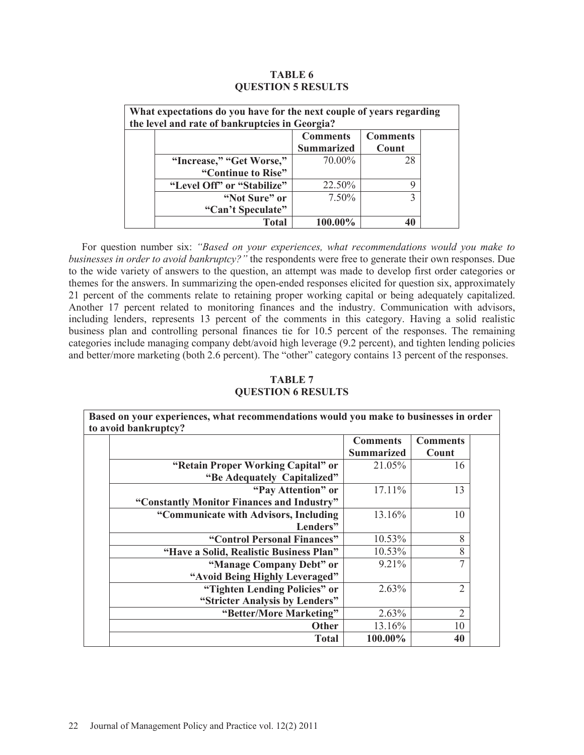**TABLE 6**
**QUESTION 5 RESULTS**

| What expectations do you have for the next couple of years regarding the level and rate of bankruptcies in Georgia? | | |
|---|---|---|
| | **Comments Summarized** | **Comments Count** |
| **"Increase," "Get Worse," "Continue to Rise"** | 70.00% | 28 |
| **"Level Off" or "Stabilize"** | 22.50% | 9 |
| **"Not Sure" or "Can't Speculate"** | 7.50% | 3 |
| **Total** | **100.00%** | **40** |

For question number six: *"Based on your experiences, what recommendations would you make to businesses in order to avoid bankruptcy?"* the respondents were free to generate their own responses. Due to the wide variety of answers to the question, an attempt was made to develop first order categories or themes for the answers. In summarizing the open-ended responses elicited for question six, approximately 21 percent of the comments relate to retaining proper working capital or being adequately capitalized. Another 17 percent related to monitoring finances and the industry. Communication with advisors, including lenders, represents 13 percent of the comments in this category. Having a solid realistic business plan and controlling personal finances tie for 10.5 percent of the responses. The remaining categories include managing company debt/avoid high leverage (9.2 percent), and tighten lending policies and better/more marketing (both 2.6 percent). The "other" category contains 13 percent of the responses.

**TABLE 7**
**QUESTION 6 RESULTS**

| Based on your experiences, what recommendations would you make to businesses in order to avoid bankruptcy? | | |
|---|---|---|
| | **Comments Summarized** | **Comments Count** |
| **"Retain Proper Working Capital" or "Be Adequately Capitalized"** | 21.05% | 16 |
| **"Pay Attention" or "Constantly Monitor Finances and Industry"** | 17.11% | 13 |
| **"Communicate with Advisors, Including Lenders"** | 13.16% | 10 |
| **"Control Personal Finances"** | 10.53% | 8 |
| **"Have a Solid, Realistic Business Plan"** | 10.53% | 8 |
| **"Manage Company Debt" or "Avoid Being Highly Leveraged"** | 9.21% | 7 |
| **"Tighten Lending Policies" or "Stricter Analysis by Lenders"** | 2.63% | 2 |
| **"Better/More Marketing"** | 2.63% | 2 |
| **Other** | 13.16% | 10 |
| **Total** | **100.00%** | **40** |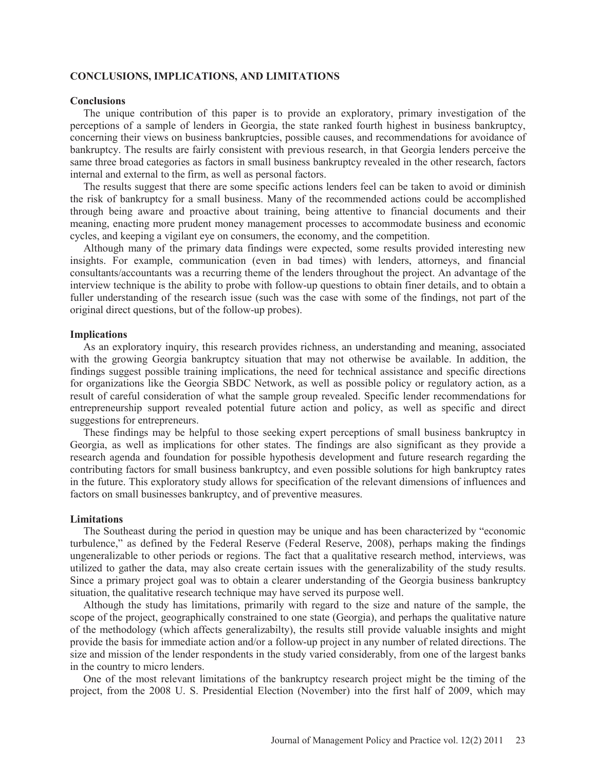## CONCLUSIONS, IMPLICATIONS, AND LIMITATIONS

### Conclusions

The unique contribution of this paper is to provide an exploratory, primary investigation of the perceptions of a sample of lenders in Georgia, the state ranked fourth highest in business bankruptcy, concerning their views on business bankruptcies, possible causes, and recommendations for avoidance of bankruptcy. The results are fairly consistent with previous research, in that Georgia lenders perceive the same three broad categories as factors in small business bankruptcy revealed in the other research, factors internal and external to the firm, as well as personal factors.

The results suggest that there are some specific actions lenders feel can be taken to avoid or diminish the risk of bankruptcy for a small business. Many of the recommended actions could be accomplished through being aware and proactive about training, being attentive to financial documents and their meaning, enacting more prudent money management processes to accommodate business and economic cycles, and keeping a vigilant eye on consumers, the economy, and the competition.

Although many of the primary data findings were expected, some results provided interesting new insights. For example, communication (even in bad times) with lenders, attorneys, and financial consultants/accountants was a recurring theme of the lenders throughout the project. An advantage of the interview technique is the ability to probe with follow-up questions to obtain finer details, and to obtain a fuller understanding of the research issue (such was the case with some of the findings, not part of the original direct questions, but of the follow-up probes).

### Implications

As an exploratory inquiry, this research provides richness, an understanding and meaning, associated with the growing Georgia bankruptcy situation that may not otherwise be available. In addition, the findings suggest possible training implications, the need for technical assistance and specific directions for organizations like the Georgia SBDC Network, as well as possible policy or regulatory action, as a result of careful consideration of what the sample group revealed. Specific lender recommendations for entrepreneurship support revealed potential future action and policy, as well as specific and direct suggestions for entrepreneurs.

These findings may be helpful to those seeking expert perceptions of small business bankruptcy in Georgia, as well as implications for other states. The findings are also significant as they provide a research agenda and foundation for possible hypothesis development and future research regarding the contributing factors for small business bankruptcy, and even possible solutions for high bankruptcy rates in the future. This exploratory study allows for specification of the relevant dimensions of influences and factors on small businesses bankruptcy, and of preventive measures.

### Limitations

The Southeast during the period in question may be unique and has been characterized by "economic turbulence," as defined by the Federal Reserve (Federal Reserve, 2008), perhaps making the findings ungeneralizable to other periods or regions. The fact that a qualitative research method, interviews, was utilized to gather the data, may also create certain issues with the generalizability of the study results. Since a primary project goal was to obtain a clearer understanding of the Georgia business bankruptcy situation, the qualitative research technique may have served its purpose well.

Although the study has limitations, primarily with regard to the size and nature of the sample, the scope of the project, geographically constrained to one state (Georgia), and perhaps the qualitative nature of the methodology (which affects generalizabilty), the results still provide valuable insights and might provide the basis for immediate action and/or a follow-up project in any number of related directions. The size and mission of the lender respondents in the study varied considerably, from one of the largest banks in the country to micro lenders.

One of the most relevant limitations of the bankruptcy research project might be the timing of the project, from the 2008 U. S. Presidential Election (November) into the first half of 2009, which may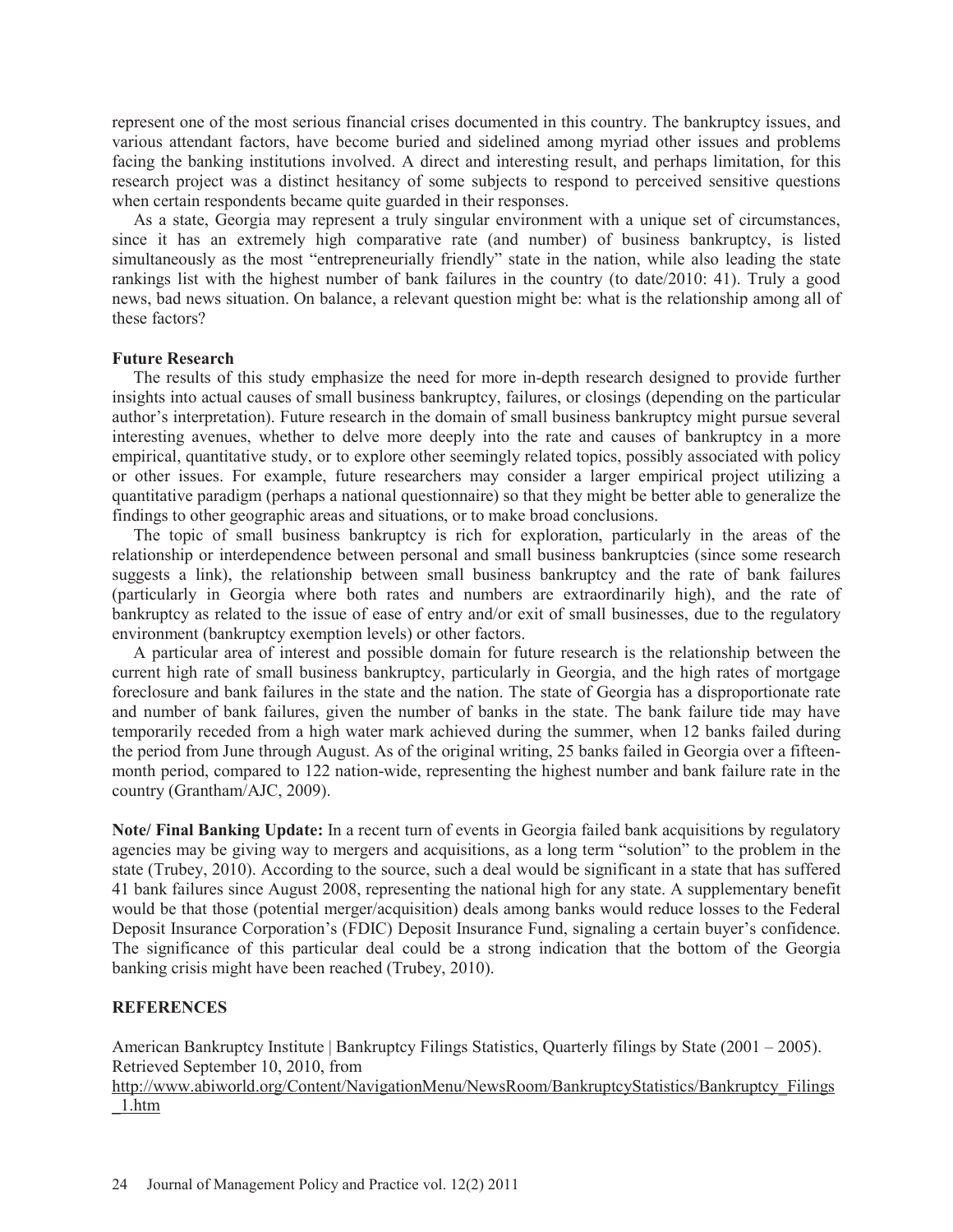represent one of the most serious financial crises documented in this country. The bankruptcy issues, and various attendant factors, have become buried and sidelined among myriad other issues and problems facing the banking institutions involved. A direct and interesting result, and perhaps limitation, for this research project was a distinct hesitancy of some subjects to respond to perceived sensitive questions when certain respondents became quite guarded in their responses.

As a state, Georgia may represent a truly singular environment with a unique set of circumstances, since it has an extremely high comparative rate (and number) of business bankruptcy, is listed simultaneously as the most "entrepreneurially friendly" state in the nation, while also leading the state rankings list with the highest number of bank failures in the country (to date/2010: 41). Truly a good news, bad news situation. On balance, a relevant question might be: what is the relationship among all of these factors?

### Future Research

The results of this study emphasize the need for more in-depth research designed to provide further insights into actual causes of small business bankruptcy, failures, or closings (depending on the particular author's interpretation). Future research in the domain of small business bankruptcy might pursue several interesting avenues, whether to delve more deeply into the rate and causes of bankruptcy in a more empirical, quantitative study, or to explore other seemingly related topics, possibly associated with policy or other issues. For example, future researchers may consider a larger empirical project utilizing a quantitative paradigm (perhaps a national questionnaire) so that they might be better able to generalize the findings to other geographic areas and situations, or to make broad conclusions.

The topic of small business bankruptcy is rich for exploration, particularly in the areas of the relationship or interdependence between personal and small business bankruptcies (since some research suggests a link), the relationship between small business bankruptcy and the rate of bank failures (particularly in Georgia where both rates and numbers are extraordinarily high), and the rate of bankruptcy as related to the issue of ease of entry and/or exit of small businesses, due to the regulatory environment (bankruptcy exemption levels) or other factors.

A particular area of interest and possible domain for future research is the relationship between the current high rate of small business bankruptcy, particularly in Georgia, and the high rates of mortgage foreclosure and bank failures in the state and the nation. The state of Georgia has a disproportionate rate and number of bank failures, given the number of banks in the state. The bank failure tide may have temporarily receded from a high water mark achieved during the summer, when 12 banks failed during the period from June through August. As of the original writing, 25 banks failed in Georgia over a fifteen-month period, compared to 122 nation-wide, representing the highest number and bank failure rate in the country (Grantham/AJC, 2009).

**Note/ Final Banking Update:** In a recent turn of events in Georgia failed bank acquisitions by regulatory agencies may be giving way to mergers and acquisitions, as a long term "solution" to the problem in the state (Trubey, 2010). According to the source, such a deal would be significant in a state that has suffered 41 bank failures since August 2008, representing the national high for any state. A supplementary benefit would be that those (potential merger/acquisition) deals among banks would reduce losses to the Federal Deposit Insurance Corporation's (FDIC) Deposit Insurance Fund, signaling a certain buyer's confidence. The significance of this particular deal could be a strong indication that the bottom of the Georgia banking crisis might have been reached (Trubey, 2010).

## REFERENCES

American Bankruptcy Institute | Bankruptcy Filings Statistics, Quarterly filings by State (2001 – 2005). Retrieved September 10, 2010, from http://www.abiworld.org/Content/NavigationMenu/NewsRoom/BankruptcyStatistics/Bankruptcy_Filings_1.htm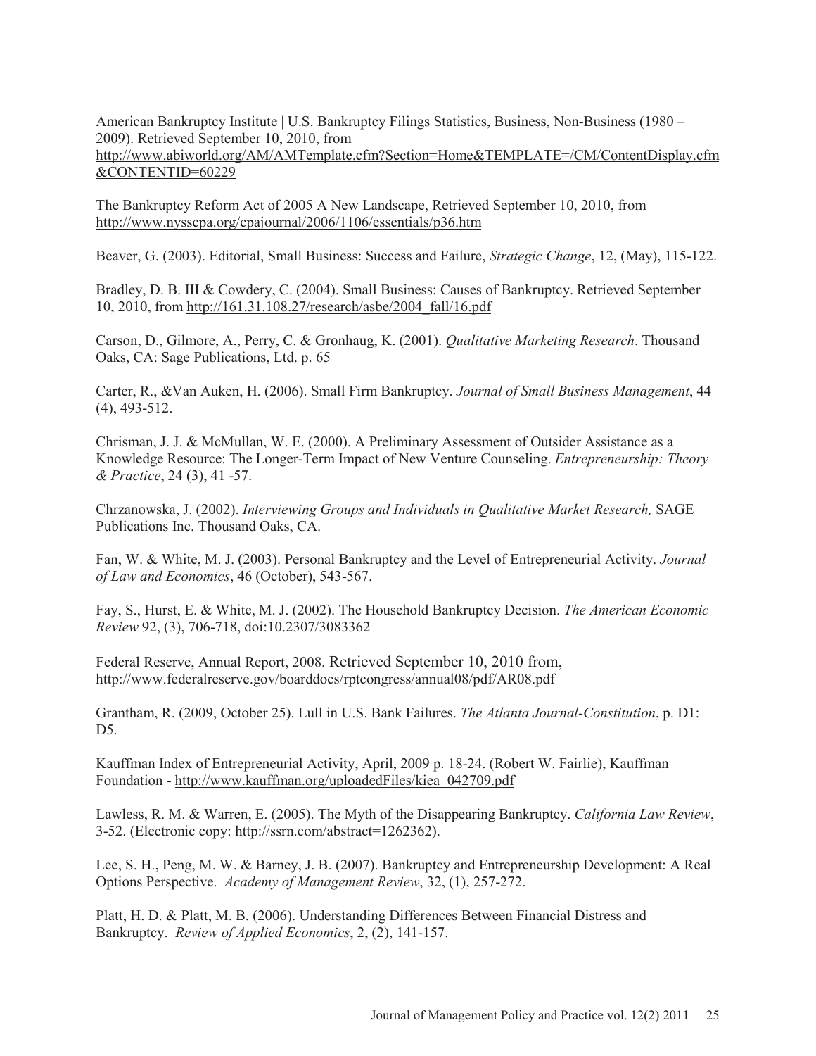American Bankruptcy Institute | U.S. Bankruptcy Filings Statistics, Business, Non-Business (1980 – 2009). Retrieved September 10, 2010, from http://www.abiworld.org/AM/AMTemplate.cfm?Section=Home&TEMPLATE=/CM/ContentDisplay.cfm&CONTENTID=60229

The Bankruptcy Reform Act of 2005 A New Landscape, Retrieved September 10, 2010, from http://www.nysscpa.org/cpajournal/2006/1106/essentials/p36.htm

Beaver, G. (2003). Editorial, Small Business: Success and Failure, *Strategic Change*, 12, (May), 115-122.

Bradley, D. B. III & Cowdery, C. (2004). Small Business: Causes of Bankruptcy. Retrieved September 10, 2010, from http://161.31.108.27/research/asbe/2004_fall/16.pdf

Carson, D., Gilmore, A., Perry, C. & Gronhaug, K. (2001). *Qualitative Marketing Research*. Thousand Oaks, CA: Sage Publications, Ltd. p. 65

Carter, R., &Van Auken, H. (2006). Small Firm Bankruptcy. *Journal of Small Business Management*, 44 (4), 493-512.

Chrisman, J. J. & McMullan, W. E. (2000). A Preliminary Assessment of Outsider Assistance as a Knowledge Resource: The Longer-Term Impact of New Venture Counseling. *Entrepreneurship: Theory & Practice*, 24 (3), 41 -57.

Chrzanowska, J. (2002). *Interviewing Groups and Individuals in Qualitative Market Research,* SAGE Publications Inc. Thousand Oaks, CA.

Fan, W. & White, M. J. (2003). Personal Bankruptcy and the Level of Entrepreneurial Activity. *Journal of Law and Economics*, 46 (October), 543-567.

Fay, S., Hurst, E. & White, M. J. (2002). The Household Bankruptcy Decision. *The American Economic Review* 92, (3), 706-718, doi:10.2307/3083362

Federal Reserve, Annual Report, 2008. Retrieved September 10, 2010 from, http://www.federalreserve.gov/boarddocs/rptcongress/annual08/pdf/AR08.pdf

Grantham, R. (2009, October 25). Lull in U.S. Bank Failures. *The Atlanta Journal-Constitution*, p. D1: D5.

Kauffman Index of Entrepreneurial Activity, April, 2009 p. 18-24. (Robert W. Fairlie), Kauffman Foundation - http://www.kauffman.org/uploadedFiles/kiea_042709.pdf

Lawless, R. M. & Warren, E. (2005). The Myth of the Disappearing Bankruptcy. *California Law Review*, 3-52. (Electronic copy: http://ssrn.com/abstract=1262362).

Lee, S. H., Peng, M. W. & Barney, J. B. (2007). Bankruptcy and Entrepreneurship Development: A Real Options Perspective. *Academy of Management Review*, 32, (1), 257-272.

Platt, H. D. & Platt, M. B. (2006). Understanding Differences Between Financial Distress and Bankruptcy. *Review of Applied Economics*, 2, (2), 141-157.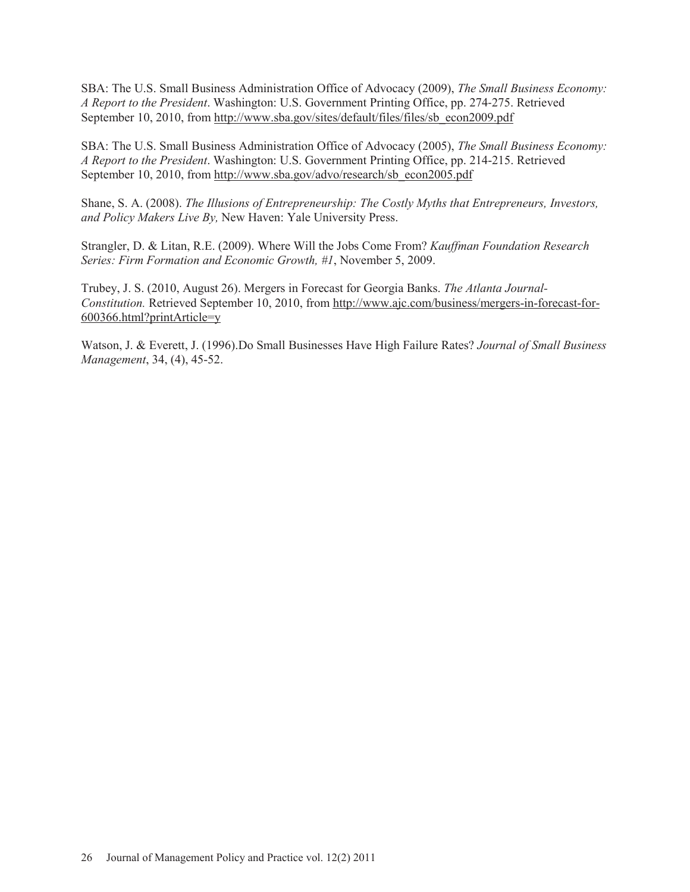SBA: The U.S. Small Business Administration Office of Advocacy (2009), *The Small Business Economy: A Report to the President*. Washington: U.S. Government Printing Office, pp. 274-275. Retrieved September 10, 2010, from http://www.sba.gov/sites/default/files/files/sb_econ2009.pdf

SBA: The U.S. Small Business Administration Office of Advocacy (2005), *The Small Business Economy: A Report to the President*. Washington: U.S. Government Printing Office, pp. 214-215. Retrieved September 10, 2010, from http://www.sba.gov/advo/research/sb_econ2005.pdf

Shane, S. A. (2008). *The Illusions of Entrepreneurship: The Costly Myths that Entrepreneurs, Investors, and Policy Makers Live By,* New Haven: Yale University Press.

Strangler, D. & Litan, R.E. (2009). Where Will the Jobs Come From? *Kauffman Foundation Research Series: Firm Formation and Economic Growth, #1*, November 5, 2009.

Trubey, J. S. (2010, August 26). Mergers in Forecast for Georgia Banks. *The Atlanta Journal-Constitution.* Retrieved September 10, 2010, from http://www.ajc.com/business/mergers-in-forecast-for-600366.html?printArticle=y

Watson, J. & Everett, J. (1996).Do Small Businesses Have High Failure Rates? *Journal of Small Business Management*, 34, (4), 45-52.